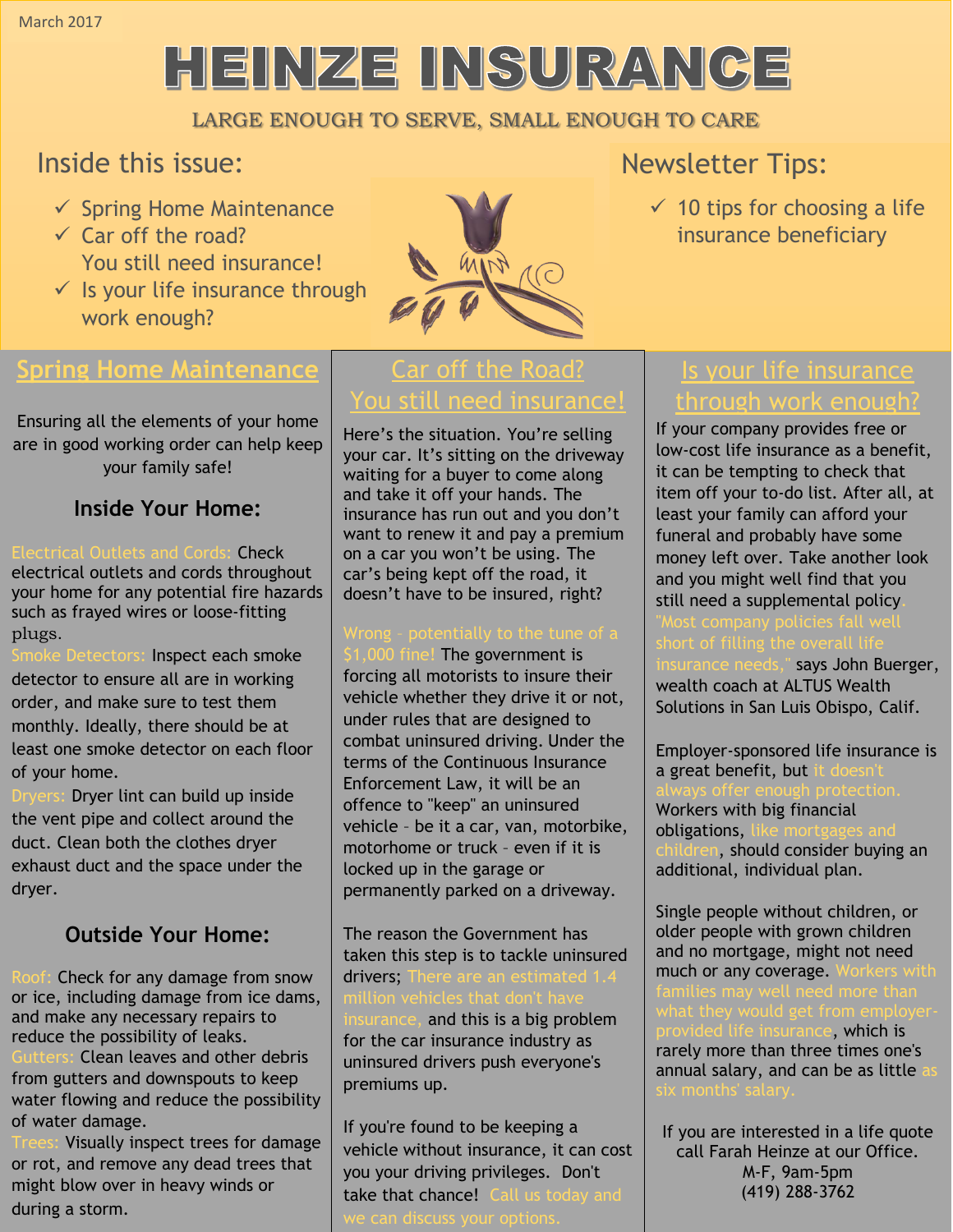March 2017

# HEINZE INSURANCE

LARGE ENOUGH TO SERVE, SMALL ENOUGH TO CARE

## Inside this issue:

- ✓ Spring Home Maintenance
- ✓ Car off the road? You still need insurance!
- ✓ Is your life insurance through work enough?

## Newsletter Tips:

- ✓ 10 tips for choosing a life insurance beneficiary

## Spring Home Maintenance

Ensuring all the elements of your home are in good working order can help keep your family safe!

### Inside Your Home:

Electrical Outlets and Cords: Check electrical outlets and cords throughout your home for any potential fire hazards such as frayed wires or loose-fitting plugs.

Smoke Detectors: Inspect each smoke detector to ensure all are in working order, and make sure to test them monthly. Ideally, there should be at least one smoke detector on each floor of your home.

Dryers: Dryer lint can build up inside the vent pipe and collect around the duct. Clean both the clothes dryer exhaust duct and the space under the dryer.

### Outside Your Home:

Roof: Check for any damage from snow or ice, including damage from ice dams, and make any necessary repairs to reduce the possibility of leaks.

Gutters: Clean leaves and other debris from gutters and downspouts to keep water flowing and reduce the possibility of water damage.

Trees: Visually inspect trees for damage or rot, and remove any dead trees that might blow over in heavy winds or during a storm.

## Car off the Road? You still need insurance!

Here's the situation. You're selling your car. It's sitting on the driveway waiting for a buyer to come along and take it off your hands. The insurance has run out and you don't want to renew it and pay a premium on a car you won't be using. The car's being kept off the road, it doesn't have to be insured, right?

Wrong – potentially to the tune of a $1,000 fine! The government is forcing all motorists to insure their vehicle whether they drive it or not, under rules that are designed to combat uninsured driving. Under the terms of the Continuous Insurance Enforcement Law, it will be an offence to "keep" an uninsured vehicle – be it a car, van, motorbike, motorhome or truck – even if it is locked up in the garage or permanently parked on a driveway.

The reason the Government has taken this step is to tackle uninsured drivers; There are an estimated 1.4 million vehicles that don't have insurance, and this is a big problem for the car insurance industry as uninsured drivers push everyone's premiums up.

If you're found to be keeping a vehicle without insurance, it can cost you your driving privileges. Don't take that chance! Call us today and we can discuss your options.

## Is your life insurance through work enough?

If your company provides free or low-cost life insurance as a benefit, it can be tempting to check that item off your to-do list. After all, at least your family can afford your funeral and probably have some money left over. Take another look and you might well find that you still need a supplemental policy. "Most company policies fall well short of filling the overall life insurance needs," says John Buerger, wealth coach at ALTUS Wealth Solutions in San Luis Obispo, Calif.

Employer-sponsored life insurance is a great benefit, but it doesn't always offer enough protection. Workers with big financial obligations, like mortgages and children, should consider buying an additional, individual plan.

Single people without children, or older people with grown children and no mortgage, might not need much or any coverage. Workers with families may well need more than what they would get from employer-provided life insurance, which is rarely more than three times one's annual salary, and can be as little as six months' salary.

If you are interested in a life quote call Farah Heinze at our Office.
M-F, 9am-5pm
(419) 288-3762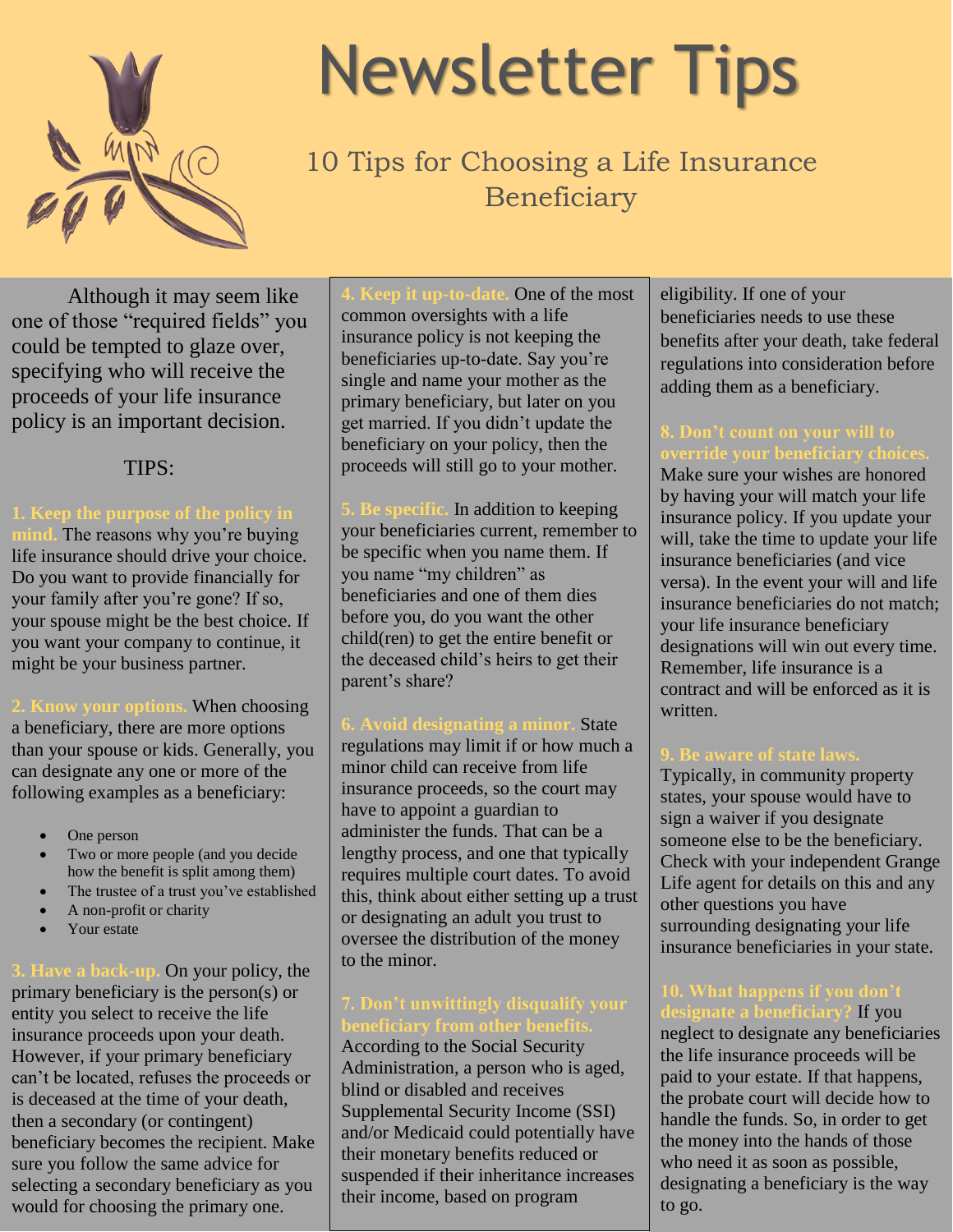# Newsletter Tips

## 10 Tips for Choosing a Life Insurance Beneficiary

Although it may seem like one of those "required fields" you could be tempted to glaze over, specifying who will receive the proceeds of your life insurance policy is an important decision.

TIPS:

**1. Keep the purpose of the policy in mind.** The reasons why you're buying life insurance should drive your choice. Do you want to provide financially for your family after you're gone? If so, your spouse might be the best choice. If you want your company to continue, it might be your business partner.

**2. Know your options.** When choosing a beneficiary, there are more options than your spouse or kids. Generally, you can designate any one or more of the following examples as a beneficiary:

- One person
- Two or more people (and you decide how the benefit is split among them)
- The trustee of a trust you've established
- A non-profit or charity
- Your estate

**3. Have a back-up.** On your policy, the primary beneficiary is the person(s) or entity you select to receive the life insurance proceeds upon your death. However, if your primary beneficiary can't be located, refuses the proceeds or is deceased at the time of your death, then a secondary (or contingent) beneficiary becomes the recipient. Make sure you follow the same advice for selecting a secondary beneficiary as you would for choosing the primary one.

**4. Keep it up-to-date.** One of the most common oversights with a life insurance policy is not keeping the beneficiaries up-to-date. Say you're single and name your mother as the primary beneficiary, but later on you get married. If you didn't update the beneficiary on your policy, then the proceeds will still go to your mother.

**5. Be specific.** In addition to keeping your beneficiaries current, remember to be specific when you name them. If you name "my children" as beneficiaries and one of them dies before you, do you want the other child(ren) to get the entire benefit or the deceased child's heirs to get their parent's share?

**6. Avoid designating a minor.** State regulations may limit if or how much a minor child can receive from life insurance proceeds, so the court may have to appoint a guardian to administer the funds. That can be a lengthy process, and one that typically requires multiple court dates. To avoid this, think about either setting up a trust or designating an adult you trust to oversee the distribution of the money to the minor.

**7. Don't unwittingly disqualify your beneficiary from other benefits.** According to the Social Security Administration, a person who is aged, blind or disabled and receives Supplemental Security Income (SSI) and/or Medicaid could potentially have their monetary benefits reduced or suspended if their inheritance increases their income, based on program eligibility. If one of your beneficiaries needs to use these benefits after your death, take federal regulations into consideration before adding them as a beneficiary.

**8. Don't count on your will to override your beneficiary choices.** Make sure your wishes are honored by having your will match your life insurance policy. If you update your will, take the time to update your life insurance beneficiaries (and vice versa). In the event your will and life insurance beneficiaries do not match; your life insurance beneficiary designations will win out every time. Remember, life insurance is a contract and will be enforced as it is written.

**9. Be aware of state laws.** Typically, in community property states, your spouse would have to sign a waiver if you designate someone else to be the beneficiary. Check with your independent Grange Life agent for details on this and any other questions you have surrounding designating your life insurance beneficiaries in your state.

**10. What happens if you don't designate a beneficiary?** If you neglect to designate any beneficiaries the life insurance proceeds will be paid to your estate. If that happens, the probate court will decide how to handle the funds. So, in order to get the money into the hands of those who need it as soon as possible, designating a beneficiary is the way to go.